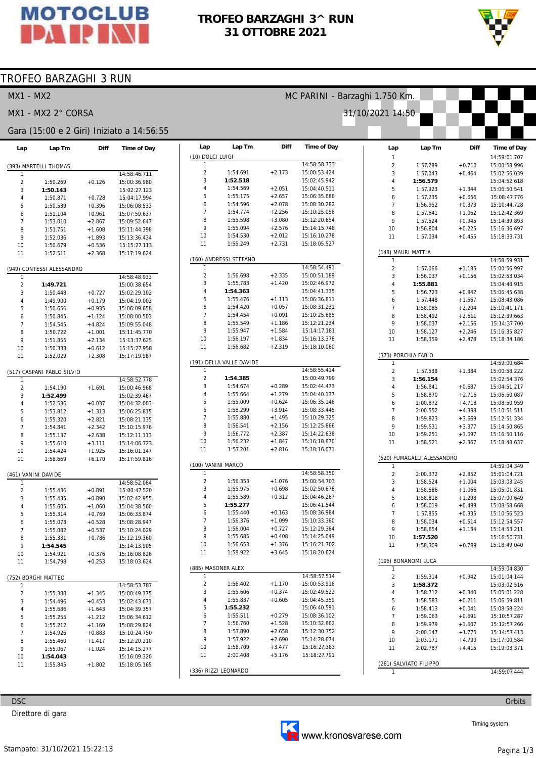# MOTOCLUB PARINI

## TROFEO BARZAGHI 3^ RUN
## 31 OTTOBRE 2021

# TROFEO BARZAGHI 3 RUN

**MX1 - MX2** — MC PARINI - Barzaghi 1.750 Km.

**MX1 - MX2 2° CORSA** — 31/10/2021 14:50

**Gara (15:00 e 2 Giri) Iniziato a 14:56:55**

### (393) MARTELLI THOMAS

| Lap | Lap Tm | Diff | Time of Day |
|---|---|---|---|
| 1 | | | 14:58:46.711 |
| 2 | 1:50.269 | +0.126 | 15:00:36.980 |
| 3 | **1:50.143** | | 15:02:27.123 |
| 4 | 1:50.871 | +0.728 | 15:04:17.994 |
| 5 | 1:50.539 | +0.396 | 15:06:08.533 |
| 6 | 1:51.104 | +0.961 | 15:07:59.637 |
| 7 | 1:53.010 | +2.867 | 15:09:52.647 |
| 8 | 1:51.751 | +1.608 | 15:11:44.398 |
| 9 | 1:52.036 | +1.893 | 15:13:36.434 |
| 10 | 1:50.679 | +0.536 | 15:15:27.113 |
| 11 | 1:52.511 | +2.368 | 15:17:19.624 |

### (949) CONTESSI ALESSANDRO

| Lap | Lap Tm | Diff | Time of Day |
|---|---|---|---|
| 1 | | | 14:58:48.933 |
| 2 | **1:49.721** | | 15:00:38.654 |
| 3 | 1:50.448 | +0.727 | 15:02:29.102 |
| 4 | 1:49.900 | +0.179 | 15:04:19.002 |
| 5 | 1:50.656 | +0.935 | 15:06:09.658 |
| 6 | 1:50.845 | +1.124 | 15:08:00.503 |
| 7 | 1:54.545 | +4.824 | 15:09:55.048 |
| 8 | 1:50.722 | +1.001 | 15:11:45.770 |
| 9 | 1:51.855 | +2.134 | 15:13:37.625 |
| 10 | 1:50.333 | +0.612 | 15:15:27.958 |
| 11 | 1:52.029 | +2.308 | 15:17:19.987 |

### (517) CASPANI PABLO SILVIO

| Lap | Lap Tm | Diff | Time of Day |
|---|---|---|---|
| 1 | | | 14:58:52.778 |
| 2 | 1:54.190 | +1.691 | 15:00:46.968 |
| 3 | **1:52.499** | | 15:02:39.467 |
| 4 | 1:52.536 | +0.037 | 15:04:32.003 |
| 5 | 1:53.812 | +1.313 | 15:06:25.815 |
| 6 | 1:55.320 | +2.821 | 15:08:21.135 |
| 7 | 1:54.841 | +2.342 | 15:10:15.976 |
| 8 | 1:55.137 | +2.638 | 15:12:11.113 |
| 9 | 1:55.610 | +3.111 | 15:14:06.723 |
| 10 | 1:54.424 | +1.925 | 15:16:01.147 |
| 11 | 1:58.669 | +6.170 | 15:17:59.816 |

### (461) VANINI DAVIDE

| Lap | Lap Tm | Diff | Time of Day |
|---|---|---|---|
| 1 | | | 14:58:52.084 |
| 2 | 1:55.436 | +0.891 | 15:00:47.520 |
| 3 | 1:55.435 | +0.890 | 15:02:42.955 |
| 4 | 1:55.605 | +1.060 | 15:04:38.560 |
| 5 | 1:55.314 | +0.769 | 15:06:33.874 |
| 6 | 1:55.073 | +0.528 | 15:08:28.947 |
| 7 | 1:55.082 | +0.537 | 15:10:24.029 |
| 8 | 1:55.331 | +0.786 | 15:12:19.360 |
| 9 | **1:54.545** | | 15:14:13.905 |
| 10 | 1:54.921 | +0.376 | 15:16:08.826 |
| 11 | 1:54.798 | +0.253 | 15:18:03.624 |

### (752) BORGHI MATTEO

| Lap | Lap Tm | Diff | Time of Day |
|---|---|---|---|
| 1 | | | 14:58:53.787 |
| 2 | 1:55.388 | +1.345 | 15:00:49.175 |
| 3 | 1:54.496 | +0.453 | 15:02:43.671 |
| 4 | 1:55.686 | +1.643 | 15:04:39.357 |
| 5 | 1:55.255 | +1.212 | 15:06:34.612 |
| 6 | 1:55.212 | +1.169 | 15:08:29.824 |
| 7 | 1:54.926 | +0.883 | 15:10:24.750 |
| 8 | 1:55.460 | +1.417 | 15:12:20.210 |
| 9 | 1:55.067 | +1.024 | 15:14:15.277 |
| 10 | **1:54.043** | | 15:16:09.320 |
| 11 | 1:55.845 | +1.802 | 15:18:05.165 |

### (10) DOLCI LUIGI

| Lap | Lap Tm | Diff | Time of Day |
|---|---|---|---|
| 1 | | | 14:58:58.733 |
| 2 | 1:54.691 | +2.173 | 15:00:53.424 |
| 3 | **1:52.518** | | 15:02:45.942 |
| 4 | 1:54.569 | +2.051 | 15:04:40.511 |
| 5 | 1:55.175 | +2.657 | 15:06:35.686 |
| 6 | 1:54.596 | +2.078 | 15:08:30.282 |
| 7 | 1:54.774 | +2.256 | 15:10:25.056 |
| 8 | 1:55.598 | +3.080 | 15:12:20.654 |
| 9 | 1:55.094 | +2.576 | 15:14:15.748 |
| 10 | 1:54.530 | +2.012 | 15:16:10.278 |
| 11 | 1:55.249 | +2.731 | 15:18:05.527 |

### (160) ANDRESSI STEFANO

| Lap | Lap Tm | Diff | Time of Day |
|---|---|---|---|
| 1 | | | 14:58:54.491 |
| 2 | 1:56.698 | +2.335 | 15:00:51.189 |
| 3 | 1:55.783 | +1.420 | 15:02:46.972 |
| 4 | **1:54.363** | | 15:04:41.335 |
| 5 | 1:55.476 | +1.113 | 15:06:36.811 |
| 6 | 1:54.420 | +0.057 | 15:08:31.231 |
| 7 | 1:54.454 | +0.091 | 15:10:25.685 |
| 8 | 1:55.549 | +1.186 | 15:12:21.234 |
| 9 | 1:55.947 | +1.584 | 15:14:17.181 |
| 10 | 1:56.197 | +1.834 | 15:16:13.378 |
| 11 | 1:56.682 | +2.319 | 15:18:10.060 |

### (191) DELLA VALLE DAVIDE

| Lap | Lap Tm | Diff | Time of Day |
|---|---|---|---|
| 1 | | | 14:58:55.414 |
| 2 | **1:54.385** | | 15:00:49.799 |
| 3 | 1:54.674 | +0.289 | 15:02:44.473 |
| 4 | 1:55.664 | +1.279 | 15:04:40.137 |
| 5 | 1:55.009 | +0.624 | 15:06:35.146 |
| 6 | 1:58.299 | +3.914 | 15:08:33.445 |
| 7 | 1:55.880 | +1.495 | 15:10:29.325 |
| 8 | 1:56.541 | +2.156 | 15:12:25.866 |
| 9 | 1:56.772 | +2.387 | 15:14:22.638 |
| 10 | 1:56.232 | +1.847 | 15:16:18.870 |
| 11 | 1:57.201 | +2.816 | 15:18:16.071 |

### (100) VANINI MARCO

| Lap | Lap Tm | Diff | Time of Day |
|---|---|---|---|
| 1 | | | 14:58:58.350 |
| 2 | 1:56.353 | +1.076 | 15:00:54.703 |
| 3 | 1:55.975 | +0.698 | 15:02:50.678 |
| 4 | 1:55.589 | +0.312 | 15:04:46.267 |
| 5 | **1:55.277** | | 15:06:41.544 |
| 6 | 1:55.440 | +0.163 | 15:08:36.984 |
| 7 | 1:56.376 | +1.099 | 15:10:33.360 |
| 8 | 1:56.004 | +0.727 | 15:12:29.364 |
| 9 | 1:55.685 | +0.408 | 15:14:25.049 |
| 10 | 1:56.653 | +1.376 | 15:16:21.702 |
| 11 | 1:58.922 | +3.645 | 15:18:20.624 |

### (885) MASONER ALEX

| Lap | Lap Tm | Diff | Time of Day |
|---|---|---|---|
| 1 | | | 14:58:57.514 |
| 2 | 1:56.402 | +1.170 | 15:00:53.916 |
| 3 | 1:55.606 | +0.374 | 15:02:49.522 |
| 4 | 1:55.837 | +0.605 | 15:04:45.359 |
| 5 | **1:55.232** | | 15:06:40.591 |
| 6 | 1:55.511 | +0.279 | 15:08:36.102 |
| 7 | 1:56.760 | +1.528 | 15:10:32.862 |
| 8 | 1:57.890 | +2.658 | 15:12:30.752 |
| 9 | 1:57.922 | +2.690 | 15:14:28.674 |
| 10 | 1:58.709 | +3.477 | 15:16:27.383 |
| 11 | 2:00.408 | +5.176 | 15:18:27.791 |

### (336) RIZZI LEONARDO

| Lap | Lap Tm | Diff | Time of Day |
|---|---|---|---|
| 1 | | | 14:59:01.707 |
| 2 | 1:57.289 | +0.710 | 15:00:58.996 |
| 3 | 1:57.043 | +0.464 | 15:02:56.039 |
| 4 | **1:56.579** | | 15:04:52.618 |
| 5 | 1:57.923 | +1.344 | 15:06:50.541 |
| 6 | 1:57.235 | +0.656 | 15:08:47.776 |
| 7 | 1:56.952 | +0.373 | 15:10:44.728 |
| 8 | 1:57.641 | +1.062 | 15:12:42.369 |
| 9 | 1:57.524 | +0.945 | 15:14:39.893 |
| 10 | 1:56.804 | +0.225 | 15:16:36.697 |
| 11 | 1:57.034 | +0.455 | 15:18:33.731 |

### (148) MAURI MATTIA

| Lap | Lap Tm | Diff | Time of Day |
|---|---|---|---|
| 1 | | | 14:58:59.931 |
| 2 | 1:57.066 | +1.185 | 15:00:56.997 |
| 3 | 1:56.037 | +0.156 | 15:02:53.034 |
| 4 | **1:55.881** | | 15:04:48.915 |
| 5 | 1:56.723 | +0.842 | 15:06:45.638 |
| 6 | 1:57.448 | +1.567 | 15:08:43.086 |
| 7 | 1:58.085 | +2.204 | 15:10:41.171 |
| 8 | 1:58.492 | +2.611 | 15:12:39.663 |
| 9 | 1:58.037 | +2.156 | 15:14:37.700 |
| 10 | 1:58.127 | +2.246 | 15:16:35.827 |
| 11 | 1:58.359 | +2.478 | 15:18:34.186 |

### (373) PORCHIA FABIO

| Lap | Lap Tm | Diff | Time of Day |
|---|---|---|---|
| 1 | | | 14:59:00.684 |
| 2 | 1:57.538 | +1.384 | 15:00:58.222 |
| 3 | **1:56.154** | | 15:02:54.376 |
| 4 | 1:56.841 | +0.687 | 15:04:51.217 |
| 5 | 1:58.870 | +2.716 | 15:06:50.087 |
| 6 | 2:00.872 | +4.718 | 15:08:50.959 |
| 7 | 2:00.552 | +4.398 | 15:10:51.511 |
| 8 | 1:59.823 | +3.669 | 15:12:51.334 |
| 9 | 1:59.531 | +3.377 | 15:14:50.865 |
| 10 | 1:59.251 | +3.097 | 15:16:50.116 |
| 11 | 1:58.521 | +2.367 | 15:18:48.637 |

### (520) FUMAGALLI ALESSANDRO

| Lap | Lap Tm | Diff | Time of Day |
|---|---|---|---|
| 1 | | | 14:59:04.349 |
| 2 | 2:00.372 | +2.852 | 15:01:04.721 |
| 3 | 1:58.524 | +1.004 | 15:03:03.245 |
| 4 | 1:58.586 | +1.066 | 15:05:01.831 |
| 5 | 1:58.818 | +1.298 | 15:07:00.649 |
| 6 | 1:58.019 | +0.499 | 15:08:58.668 |
| 7 | 1:57.855 | +0.335 | 15:10:56.523 |
| 8 | 1:58.034 | +0.514 | 15:12:54.557 |
| 9 | 1:58.654 | +1.134 | 15:14:53.211 |
| 10 | **1:57.520** | | 15:16:50.731 |
| 11 | 1:58.309 | +0.789 | 15:18:49.040 |

### (196) BONANOMI LUCA

| Lap | Lap Tm | Diff | Time of Day |
|---|---|---|---|
| 1 | | | 14:59:04.830 |
| 2 | 1:59.314 | +0.942 | 15:01:04.144 |
| 3 | **1:58.372** | | 15:03:02.516 |
| 4 | 1:58.712 | +0.340 | 15:05:01.228 |
| 5 | 1:58.583 | +0.211 | 15:06:59.811 |
| 6 | 1:58.413 | +0.041 | 15:08:58.224 |
| 7 | 1:59.063 | +0.691 | 15:10:57.287 |
| 8 | 1:59.979 | +1.607 | 15:12:57.266 |
| 9 | 2:00.147 | +1.775 | 15:14:57.413 |
| 10 | 2:03.171 | +4.799 | 15:17:00.584 |
| 11 | 2:02.787 | +4.415 | 15:19:03.371 |

### (261) SALVIATO FILIPPO

| Lap | Lap Tm | Diff | Time of Day |
|---|---|---|---|
| 1 | | | 14:59:07.444 |

DSC — Orbits

Direttore di gara

www.kronosvarese.com — Timing system

Stampato: 31/10/2021 15:22:13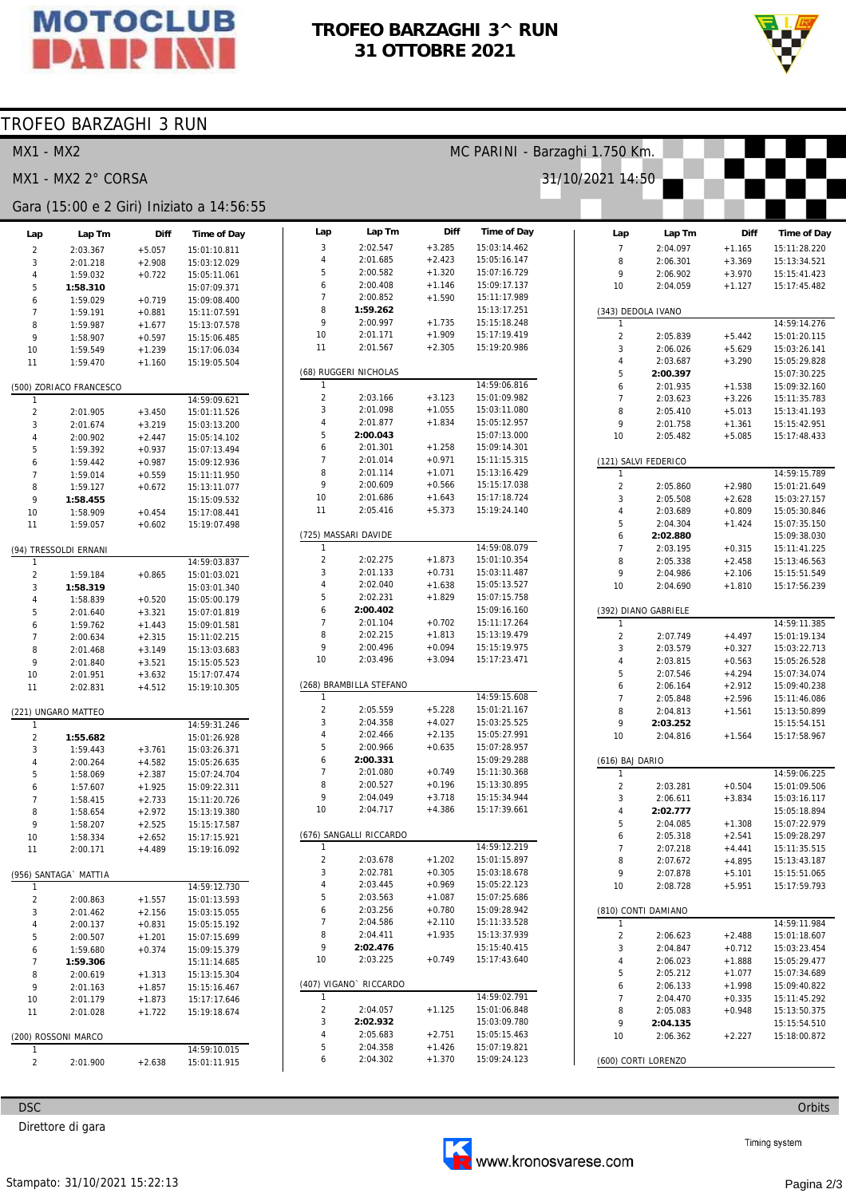# TROFEO BARZAGHI 3^ RUN

## 31 OTTOBRE 2021

## TROFEO BARZAGHI 3 RUN

MX1 - MX2 — MC PARINI - Barzaghi 1.750 Km.

MX1 - MX2 2° CORSA — 31/10/2021 14:50

Gara (15:00 e 2 Giri) Iniziato a 14:56:55

| Lap | Lap Tm | Diff | Time of Day |
|---|---|---|---|
| 2 | 2:03.367 | +5.057 | 15:01:10.811 |
| 3 | 2:01.218 | +2.908 | 15:03:12.029 |
| 4 | 1:59.032 | +0.722 | 15:05:11.061 |
| 5 | **1:58.310** | | 15:07:09.371 |
| 6 | 1:59.029 | +0.719 | 15:09:08.400 |
| 7 | 1:59.191 | +0.881 | 15:11:07.591 |
| 8 | 1:59.987 | +1.677 | 15:13:07.578 |
| 9 | 1:58.907 | +0.597 | 15:15:06.485 |
| 10 | 1:59.549 | +1.239 | 15:17:06.034 |
| 11 | 1:59.470 | +1.160 | 15:19:05.504 |

(500) ZORIACO FRANCESCO

| Lap | Lap Tm | Diff | Time of Day |
|---|---|---|---|
| 1 | | | 14:59:09.621 |
| 2 | 2:01.905 | +3.450 | 15:01:11.526 |
| 3 | 2:01.674 | +3.219 | 15:03:13.200 |
| 4 | 2:00.902 | +2.447 | 15:05:14.102 |
| 5 | 1:59.392 | +0.937 | 15:07:13.494 |
| 6 | 1:59.442 | +0.987 | 15:09:12.936 |
| 7 | 1:59.014 | +0.559 | 15:11:11.950 |
| 8 | 1:59.127 | +0.672 | 15:13:11.077 |
| 9 | **1:58.455** | | 15:15:09.532 |
| 10 | 1:58.909 | +0.454 | 15:17:08.441 |
| 11 | 1:59.057 | +0.602 | 15:19:07.498 |

(94) TRESSOLDI ERNANI

| Lap | Lap Tm | Diff | Time of Day |
|---|---|---|---|
| 1 | | | 14:59:03.837 |
| 2 | 1:59.184 | +0.865 | 15:01:03.021 |
| 3 | **1:58.319** | | 15:03:01.340 |
| 4 | 1:58.839 | +0.520 | 15:05:00.179 |
| 5 | 2:01.640 | +3.321 | 15:07:01.819 |
| 6 | 1:59.762 | +1.443 | 15:09:01.581 |
| 7 | 2:00.634 | +2.315 | 15:11:02.215 |
| 8 | 2:01.468 | +3.149 | 15:13:03.683 |
| 9 | 2:01.840 | +3.521 | 15:15:05.523 |
| 10 | 2:01.951 | +3.632 | 15:17:07.474 |
| 11 | 2:02.831 | +4.512 | 15:19:10.305 |

(221) UNGARO MATTEO

| Lap | Lap Tm | Diff | Time of Day |
|---|---|---|---|
| 1 | | | 14:59:31.246 |
| 2 | **1:55.682** | | 15:01:26.928 |
| 3 | 1:59.443 | +3.761 | 15:03:26.371 |
| 4 | 2:00.264 | +4.582 | 15:05:26.635 |
| 5 | 1:58.069 | +2.387 | 15:07:24.704 |
| 6 | 1:57.607 | +1.925 | 15:09:22.311 |
| 7 | 1:58.415 | +2.733 | 15:11:20.726 |
| 8 | 1:58.654 | +2.972 | 15:13:19.380 |
| 9 | 1:58.207 | +2.525 | 15:15:17.587 |
| 10 | 1:58.334 | +2.652 | 15:17:15.921 |
| 11 | 2:00.171 | +4.489 | 15:19:16.092 |

(956) SANTAGA` MATTIA

| Lap | Lap Tm | Diff | Time of Day |
|---|---|---|---|
| 1 | | | 14:59:12.730 |
| 2 | 2:00.863 | +1.557 | 15:01:13.593 |
| 3 | 2:01.462 | +2.156 | 15:03:15.055 |
| 4 | 2:00.137 | +0.831 | 15:05:15.192 |
| 5 | 2:00.507 | +1.201 | 15:07:15.699 |
| 6 | 1:59.680 | +0.374 | 15:09:15.379 |
| 7 | **1:59.306** | | 15:11:14.685 |
| 8 | 2:00.619 | +1.313 | 15:13:15.304 |
| 9 | 2:01.163 | +1.857 | 15:15:16.467 |
| 10 | 2:01.179 | +1.873 | 15:17:17.646 |
| 11 | 2:01.028 | +1.722 | 15:19:18.674 |

(200) ROSSONI MARCO

| Lap | Lap Tm | Diff | Time of Day |
|---|---|---|---|
| 1 | | | 14:59:10.015 |
| 2 | 2:01.900 | +2.638 | 15:01:11.915 |
| 3 | 2:02.547 | +3.285 | 15:03:14.462 |
| 4 | 2:01.685 | +2.423 | 15:05:16.147 |
| 5 | 2:00.582 | +1.320 | 15:07:16.729 |
| 6 | 2:00.408 | +1.146 | 15:09:17.137 |
| 7 | 2:00.852 | +1.590 | 15:11:17.989 |
| 8 | **1:59.262** | | 15:13:17.251 |
| 9 | 2:00.997 | +1.735 | 15:15:18.248 |
| 10 | 2:01.171 | +1.909 | 15:17:19.419 |
| 11 | 2:01.567 | +2.305 | 15:19:20.986 |

(68) RUGGERI NICHOLAS

| Lap | Lap Tm | Diff | Time of Day |
|---|---|---|---|
| 1 | | | 14:59:06.816 |
| 2 | 2:03.166 | +3.123 | 15:01:09.982 |
| 3 | 2:01.098 | +1.055 | 15:03:11.080 |
| 4 | 2:01.877 | +1.834 | 15:05:12.957 |
| 5 | **2:00.043** | | 15:07:13.000 |
| 6 | 2:01.301 | +1.258 | 15:09:14.301 |
| 7 | 2:01.014 | +0.971 | 15:11:15.315 |
| 8 | 2:01.114 | +1.071 | 15:13:16.429 |
| 9 | 2:00.609 | +0.566 | 15:15:17.038 |
| 10 | 2:01.686 | +1.643 | 15:17:18.724 |
| 11 | 2:05.416 | +5.373 | 15:19:24.140 |

(725) MASSARI DAVIDE

| Lap | Lap Tm | Diff | Time of Day |
|---|---|---|---|
| 1 | | | 14:59:08.079 |
| 2 | 2:02.275 | +1.873 | 15:01:10.354 |
| 3 | 2:01.133 | +0.731 | 15:03:11.487 |
| 4 | 2:02.040 | +1.638 | 15:05:13.527 |
| 5 | 2:02.231 | +1.829 | 15:07:15.758 |
| 6 | **2:00.402** | | 15:09:16.160 |
| 7 | 2:01.104 | +0.702 | 15:11:17.264 |
| 8 | 2:02.215 | +1.813 | 15:13:19.479 |
| 9 | 2:00.496 | +0.094 | 15:15:19.975 |
| 10 | 2:03.496 | +3.094 | 15:17:23.471 |

(268) BRAMBILLA STEFANO

| Lap | Lap Tm | Diff | Time of Day |
|---|---|---|---|
| 1 | | | 14:59:15.608 |
| 2 | 2:05.559 | +5.228 | 15:01:21.167 |
| 3 | 2:04.358 | +4.027 | 15:03:25.525 |
| 4 | 2:02.466 | +2.135 | 15:05:27.991 |
| 5 | 2:00.966 | +0.635 | 15:07:28.957 |
| 6 | **2:00.331** | | 15:09:29.288 |
| 7 | 2:01.080 | +0.749 | 15:11:30.368 |
| 8 | 2:00.527 | +0.196 | 15:13:30.895 |
| 9 | 2:04.049 | +3.718 | 15:15:34.944 |
| 10 | 2:04.717 | +4.386 | 15:17:39.661 |

(676) SANGALLI RICCARDO

| Lap | Lap Tm | Diff | Time of Day |
|---|---|---|---|
| 1 | | | 14:59:12.219 |
| 2 | 2:03.678 | +1.202 | 15:01:15.897 |
| 3 | 2:02.781 | +0.305 | 15:03:18.678 |
| 4 | 2:03.445 | +0.969 | 15:05:22.123 |
| 5 | 2:03.563 | +1.087 | 15:07:25.686 |
| 6 | 2:03.256 | +0.780 | 15:09:28.942 |
| 7 | 2:04.586 | +2.110 | 15:11:33.528 |
| 8 | 2:04.411 | +1.935 | 15:13:37.939 |
| 9 | **2:02.476** | | 15:15:40.415 |
| 10 | 2:03.225 | +0.749 | 15:17:43.640 |

(407) VIGANO` RICCARDO

| Lap | Lap Tm | Diff | Time of Day |
|---|---|---|---|
| 1 | | | 14:59:02.791 |
| 2 | 2:04.057 | +1.125 | 15:01:06.848 |
| 3 | **2:02.932** | | 15:03:09.780 |
| 4 | 2:05.683 | +2.751 | 15:05:15.463 |
| 5 | 2:04.358 | +1.426 | 15:07:19.821 |
| 6 | 2:04.302 | +1.370 | 15:09:24.123 |
| 7 | 2:04.097 | +1.165 | 15:11:28.220 |
| 8 | 2:06.301 | +3.369 | 15:13:34.521 |
| 9 | 2:06.902 | +3.970 | 15:15:41.423 |
| 10 | 2:04.059 | +1.127 | 15:17:45.482 |

(343) DEDOLA IVANO

| Lap | Lap Tm | Diff | Time of Day |
|---|---|---|---|
| 1 | | | 14:59:14.276 |
| 2 | 2:05.839 | +5.442 | 15:01:20.115 |
| 3 | 2:06.026 | +5.629 | 15:03:26.141 |
| 4 | 2:03.687 | +3.290 | 15:05:29.828 |
| 5 | **2:00.397** | | 15:07:30.225 |
| 6 | 2:01.935 | +1.538 | 15:09:32.160 |
| 7 | 2:03.623 | +3.226 | 15:11:35.783 |
| 8 | 2:05.410 | +5.013 | 15:13:41.193 |
| 9 | 2:01.758 | +1.361 | 15:15:42.951 |
| 10 | 2:05.482 | +5.085 | 15:17:48.433 |

(121) SALVI FEDERICO

| Lap | Lap Tm | Diff | Time of Day |
|---|---|---|---|
| 1 | | | 14:59:15.789 |
| 2 | 2:05.860 | +2.980 | 15:01:21.649 |
| 3 | 2:05.508 | +2.628 | 15:03:27.157 |
| 4 | 2:03.689 | +0.809 | 15:05:30.846 |
| 5 | 2:04.304 | +1.424 | 15:07:35.150 |
| 6 | **2:02.880** | | 15:09:38.030 |
| 7 | 2:03.195 | +0.315 | 15:11:41.225 |
| 8 | 2:05.338 | +2.458 | 15:13:46.563 |
| 9 | 2:04.986 | +2.106 | 15:15:51.549 |
| 10 | 2:04.690 | +1.810 | 15:17:56.239 |

(392) DIANO GABRIELE

| Lap | Lap Tm | Diff | Time of Day |
|---|---|---|---|
| 1 | | | 14:59:11.385 |
| 2 | 2:07.749 | +4.497 | 15:01:19.134 |
| 3 | 2:03.579 | +0.327 | 15:03:22.713 |
| 4 | 2:03.815 | +0.563 | 15:05:26.528 |
| 5 | 2:07.546 | +4.294 | 15:07:34.074 |
| 6 | 2:06.164 | +2.912 | 15:09:40.238 |
| 7 | 2:05.848 | +2.596 | 15:11:46.086 |
| 8 | 2:04.813 | +1.561 | 15:13:50.899 |
| 9 | **2:03.252** | | 15:15:54.151 |
| 10 | 2:04.816 | +1.564 | 15:17:58.967 |

(616) BAJ DARIO

| Lap | Lap Tm | Diff | Time of Day |
|---|---|---|---|
| 1 | | | 14:59:06.225 |
| 2 | 2:03.281 | +0.504 | 15:01:09.506 |
| 3 | 2:06.611 | +3.834 | 15:03:16.117 |
| 4 | **2:02.777** | | 15:05:18.894 |
| 5 | 2:04.085 | +1.308 | 15:07:22.979 |
| 6 | 2:05.318 | +2.541 | 15:09:28.297 |
| 7 | 2:07.218 | +4.441 | 15:11:35.515 |
| 8 | 2:07.672 | +4.895 | 15:13:43.187 |
| 9 | 2:07.878 | +5.101 | 15:15:51.065 |
| 10 | 2:08.728 | +5.951 | 15:17:59.793 |

(810) CONTI DAMIANO

| Lap | Lap Tm | Diff | Time of Day |
|---|---|---|---|
| 1 | | | 14:59:11.984 |
| 2 | 2:06.623 | +2.488 | 15:01:18.607 |
| 3 | 2:04.847 | +0.712 | 15:03:23.454 |
| 4 | 2:06.023 | +1.888 | 15:05:29.477 |
| 5 | 2:05.212 | +1.077 | 15:07:34.689 |
| 6 | 2:06.133 | +1.998 | 15:09:40.822 |
| 7 | 2:04.470 | +0.335 | 15:11:45.292 |
| 8 | 2:05.083 | +0.948 | 15:13:50.375 |
| 9 | **2:04.135** | | 15:15:54.510 |
| 10 | 2:06.362 | +2.227 | 15:18:00.872 |

(600) CORTI LORENZO

DSC — Orbits

Direttore di gara

Timing system

www.kronosvarese.com

Stampato: 31/10/2021 15:22:13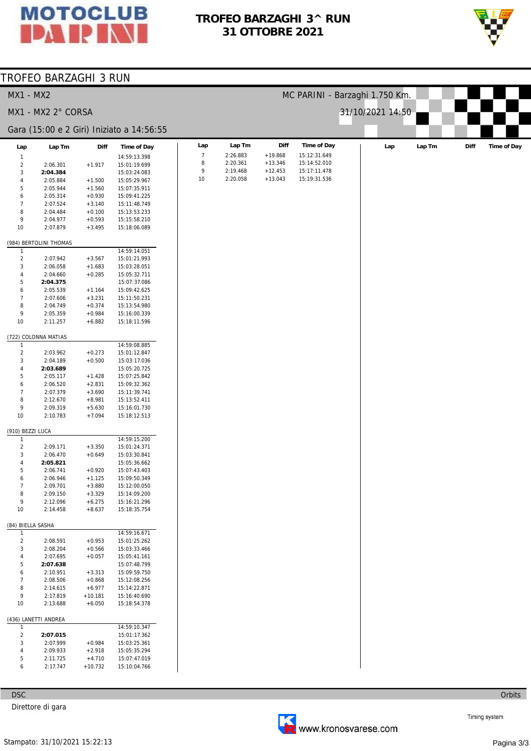# TROFEO BARZAGHI 3^ RUN
# 31 OTTOBRE 2021

## TROFEO BARZAGHI 3 RUN

MX1 - MX2 — MC PARINI - Barzaghi 1.750 Km.

MX1 - MX2 2° CORSA — 31/10/2021 14:50

Gara (15:00 e 2 Giri) Iniziato a 14:56:55

| Lap | Lap Tm | Diff | Time of Day |
|---|---|---|---|
| 1 | | | 14:59:13.398 |
| 2 | 2:06.301 | +1.917 | 15:01:19.699 |
| 3 | **2:04.384** | | 15:03:24.083 |
| 4 | 2:05.884 | +1.500 | 15:05:29.967 |
| 5 | 2:05.944 | +1.560 | 15:07:35.911 |
| 6 | 2:05.314 | +0.930 | 15:09:41.225 |
| 7 | 2:07.524 | +3.140 | 15:11:48.749 |
| 8 | 2:04.484 | +0.100 | 15:13:53.233 |
| 9 | 2:04.977 | +0.593 | 15:15:58.210 |
| 10 | 2:07.879 | +3.495 | 15:18:06.089 |

(984) BERTOLINI THOMAS

| Lap | Lap Tm | Diff | Time of Day |
|---|---|---|---|
| 1 | | | 14:59:14.051 |
| 2 | 2:07.942 | +3.567 | 15:01:21.993 |
| 3 | 2:06.058 | +1.683 | 15:03:28.051 |
| 4 | 2:04.660 | +0.285 | 15:05:32.711 |
| 5 | **2:04.375** | | 15:07:37.086 |
| 6 | 2:05.539 | +1.164 | 15:09:42.625 |
| 7 | 2:07.606 | +3.231 | 15:11:50.231 |
| 8 | 2:04.749 | +0.374 | 15:13:54.980 |
| 9 | 2:05.359 | +0.984 | 15:16:00.339 |
| 10 | 2:11.257 | +6.882 | 15:18:11.596 |

(722) COLONNA MATIAS

| Lap | Lap Tm | Diff | Time of Day |
|---|---|---|---|
| 1 | | | 14:59:08.885 |
| 2 | 2:03.962 | +0.273 | 15:01:12.847 |
| 3 | 2:04.189 | +0.500 | 15:03:17.036 |
| 4 | **2:03.689** | | 15:05:20.725 |
| 5 | 2:05.117 | +1.428 | 15:07:25.842 |
| 6 | 2:06.520 | +2.831 | 15:09:32.362 |
| 7 | 2:07.379 | +3.690 | 15:11:39.741 |
| 8 | 2:12.670 | +8.981 | 15:13:52.411 |
| 9 | 2:09.319 | +5.630 | 15:16:01.730 |
| 10 | 2:10.783 | +7.094 | 15:18:12.513 |

(910) BEZZI LUCA

| Lap | Lap Tm | Diff | Time of Day |
|---|---|---|---|
| 1 | | | 14:59:15.200 |
| 2 | 2:09.171 | +3.350 | 15:01:24.371 |
| 3 | 2:06.470 | +0.649 | 15:03:30.841 |
| 4 | **2:05.821** | | 15:05:36.662 |
| 5 | 2:06.741 | +0.920 | 15:07:43.403 |
| 6 | 2:06.946 | +1.125 | 15:09:50.349 |
| 7 | 2:09.701 | +3.880 | 15:12:00.050 |
| 8 | 2:09.150 | +3.329 | 15:14:09.200 |
| 9 | 2:12.096 | +6.275 | 15:16:21.296 |
| 10 | 2:14.458 | +8.637 | 15:18:35.754 |

(84) BIELLA SASHA

| Lap | Lap Tm | Diff | Time of Day |
|---|---|---|---|
| 1 | | | 14:59:16.671 |
| 2 | 2:08.591 | +0.953 | 15:01:25.262 |
| 3 | 2:08.204 | +0.566 | 15:03:33.466 |
| 4 | 2:07.695 | +0.057 | 15:05:41.161 |
| 5 | **2:07.638** | | 15:07:48.799 |
| 6 | 2:10.951 | +3.313 | 15:09:59.750 |
| 7 | 2:08.506 | +0.868 | 15:12:08.256 |
| 8 | 2:14.615 | +6.977 | 15:14:22.871 |
| 9 | 2:17.819 | +10.181 | 15:16:40.690 |
| 10 | 2:13.688 | +6.050 | 15:18:54.378 |

(436) LANETTI ANDREA

| Lap | Lap Tm | Diff | Time of Day |
|---|---|---|---|
| 1 | | | 14:59:10.347 |
| 2 | **2:07.015** | | 15:01:17.362 |
| 3 | 2:07.999 | +0.984 | 15:03:25.361 |
| 4 | 2:09.933 | +2.918 | 15:05:35.294 |
| 5 | 2:11.725 | +4.710 | 15:07:47.019 |
| 6 | 2:17.747 | +10.732 | 15:10:04.766 |
| 7 | 2:26.883 | +19.868 | 15:12:31.649 |
| 8 | 2:20.361 | +13.346 | 15:14:52.010 |
| 9 | 2:19.468 | +12.453 | 15:17:11.478 |
| 10 | 2:20.058 | +13.043 | 15:19:31.536 |

DSC — Orbits

Direttore di gara

www.kronosvarese.com — Timing system

Stampato: 31/10/2021 15:22:13